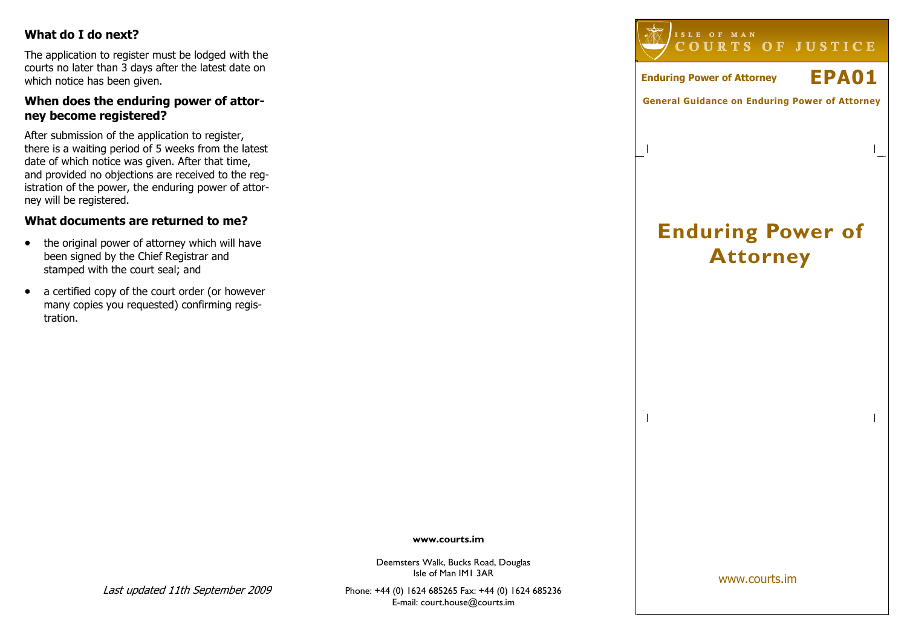## What do I do next?

The application to register must be lodged with the courts no later than 3 days after the latest date on which notice has been given.

## When does the enduring power of attorney become registered?

After submission of the application to register, there is a waiting period of 5 weeks from the latest date of which notice was given. After that time, and provided no objections are received to the registration of the power, the enduring power of attorney will be registered.

## What documents are returned to me?

- the original power of attorney which will have been signed by the Chief Registrar and stamped with the court seal; and
- a certified copy of the court order (or however many copies you requested) confirming registration.

*Last updated 11th September 2009*

**www.courts.im**

Deemsters Walk, Bucks Road, Douglas
Isle of Man IM1 3AR

Phone: +44 (0) 1624 685265 Fax: +44 (0) 1624 685236
E-mail: court.house@courts.im

ISLE OF MAN
COURTS OF JUSTICE

**Enduring Power of Attorney** **EPA01**

**General Guidance on Enduring Power of Attorney**

# Enduring Power of Attorney

www.courts.im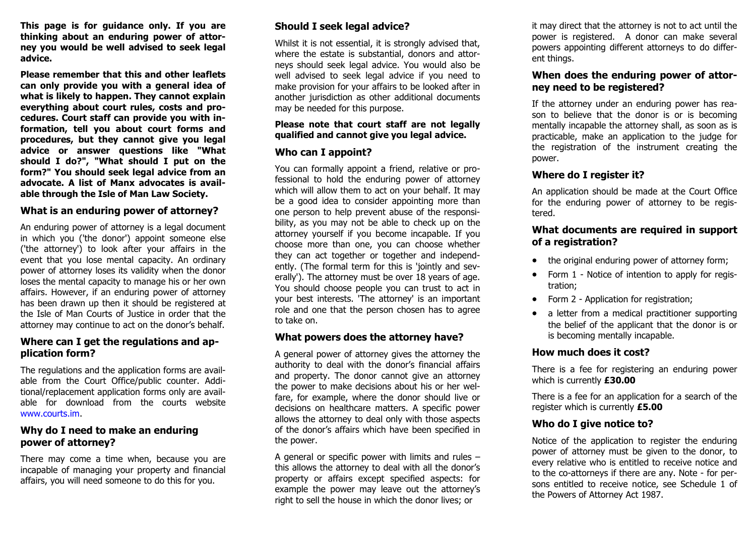**This page is for guidance only. If you are thinking about an enduring power of attorney you would be well advised to seek legal advice.**

**Please remember that this and other leaflets can only provide you with a general idea of what is likely to happen. They cannot explain everything about court rules, costs and procedures. Court staff can provide you with information, tell you about court forms and procedures, but they cannot give you legal advice or answer questions like "What should I do?", "What should I put on the form?" You should seek legal advice from an advocate. A list of Manx advocates is available through the Isle of Man Law Society.**

## What is an enduring power of attorney?

An enduring power of attorney is a legal document in which you ('the donor') appoint someone else ('the attorney') to look after your affairs in the event that you lose mental capacity. An ordinary power of attorney loses its validity when the donor loses the mental capacity to manage his or her own affairs. However, if an enduring power of attorney has been drawn up then it should be registered at the Isle of Man Courts of Justice in order that the attorney may continue to act on the donor's behalf.

## Where can I get the regulations and application form?

The regulations and the application forms are available from the Court Office/public counter. Additional/replacement application forms only are available for download from the courts website www.courts.im.

## Why do I need to make an enduring power of attorney?

There may come a time when, because you are incapable of managing your property and financial affairs, you will need someone to do this for you.

## Should I seek legal advice?

Whilst it is not essential, it is strongly advised that, where the estate is substantial, donors and attorneys should seek legal advice. You would also be well advised to seek legal advice if you need to make provision for your affairs to be looked after in another jurisdiction as other additional documents may be needed for this purpose.

**Please note that court staff are not legally qualified and cannot give you legal advice.**

## Who can I appoint?

You can formally appoint a friend, relative or professional to hold the enduring power of attorney which will allow them to act on your behalf. It may be a good idea to consider appointing more than one person to help prevent abuse of the responsibility, as you may not be able to check up on the attorney yourself if you become incapable. If you choose more than one, you can choose whether they can act together or together and independently. (The formal term for this is 'jointly and severally'). The attorney must be over 18 years of age. You should choose people you can trust to act in your best interests. 'The attorney' is an important role and one that the person chosen has to agree to take on.

## What powers does the attorney have?

A general power of attorney gives the attorney the authority to deal with the donor's financial affairs and property. The donor cannot give an attorney the power to make decisions about his or her welfare, for example, where the donor should live or decisions on healthcare matters. A specific power allows the attorney to deal only with those aspects of the donor's affairs which have been specified in the power.

A general or specific power with limits and rules – this allows the attorney to deal with all the donor's property or affairs except specified aspects: for example the power may leave out the attorney's right to sell the house in which the donor lives; or it may direct that the attorney is not to act until the power is registered. A donor can make several powers appointing different attorneys to do different things.

## When does the enduring power of attorney need to be registered?

If the attorney under an enduring power has reason to believe that the donor is or is becoming mentally incapable the attorney shall, as soon as is practicable, make an application to the judge for the registration of the instrument creating the power.

## Where do I register it?

An application should be made at the Court Office for the enduring power of attorney to be registered.

## What documents are required in support of a registration?

- the original enduring power of attorney form;
- Form 1 - Notice of intention to apply for registration;
- Form 2 - Application for registration;
- a letter from a medical practitioner supporting the belief of the applicant that the donor is or is becoming mentally incapable.

## How much does it cost?

There is a fee for registering an enduring power which is currently **£30.00**

There is a fee for an application for a search of the register which is currently **£5.00**

## Who do I give notice to?

Notice of the application to register the enduring power of attorney must be given to the donor, to every relative who is entitled to receive notice and to the co-attorneys if there are any. Note - for persons entitled to receive notice, see Schedule 1 of the Powers of Attorney Act 1987.